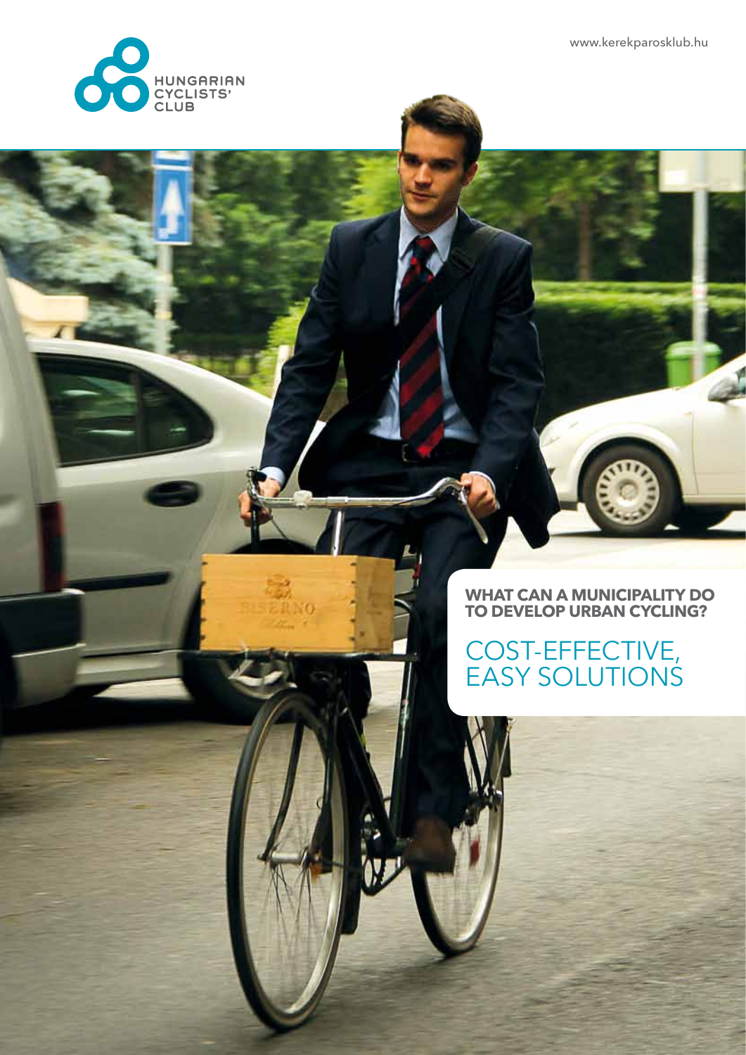www.kerekparosklub.hu

HUNGARIAN CYCLISTS' CLUB

**WHAT CAN A MUNICIPALITY DO TO DEVELOP URBAN CYCLING?**

# COST-EFFECTIVE, EASY SOLUTIONS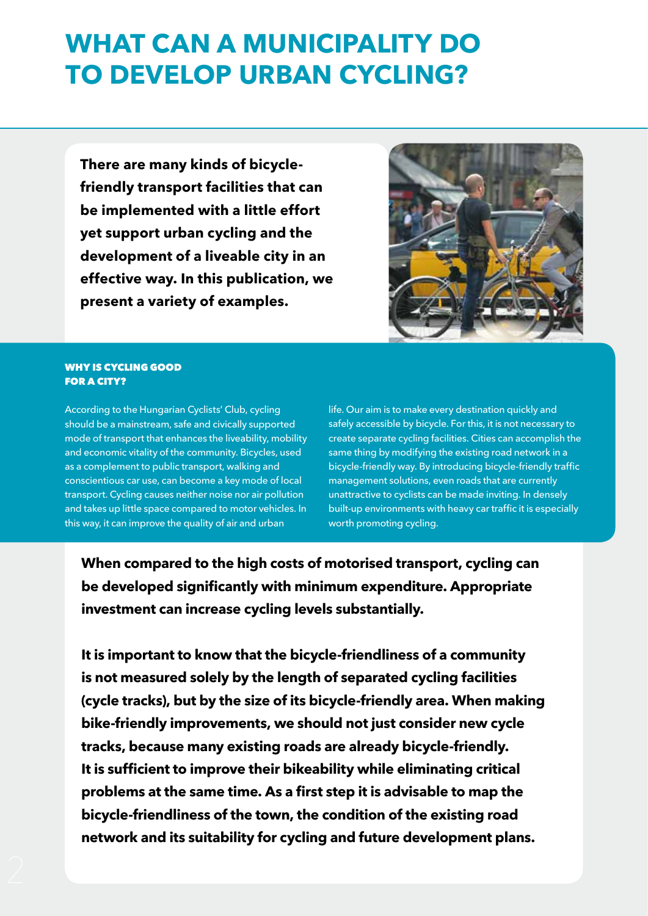# WHAT CAN A MUNICIPALITY DO TO DEVELOP URBAN CYCLING?

**There are many kinds of bicycle-friendly transport facilities that can be implemented with a little effort yet support urban cycling and the development of a liveable city in an effective way. In this publication, we present a variety of examples.**

### WHY IS CYCLING GOOD FOR A CITY?

According to the Hungarian Cyclists' Club, cycling should be a mainstream, safe and civically supported mode of transport that enhances the liveability, mobility and economic vitality of the community. Bicycles, used as a complement to public transport, walking and conscientious car use, can become a key mode of local transport. Cycling causes neither noise nor air pollution and takes up little space compared to motor vehicles. In this way, it can improve the quality of air and urban life. Our aim is to make every destination quickly and safely accessible by bicycle. For this, it is not necessary to create separate cycling facilities. Cities can accomplish the same thing by modifying the existing road network in a bicycle-friendly way. By introducing bicycle-friendly traffic management solutions, even roads that are currently unattractive to cyclists can be made inviting. In densely built-up environments with heavy car traffic it is especially worth promoting cycling.

**When compared to the high costs of motorised transport, cycling can be developed significantly with minimum expenditure. Appropriate investment can increase cycling levels substantially.**

**It is important to know that the bicycle-friendliness of a community is not measured solely by the length of separated cycling facilities (cycle tracks), but by the size of its bicycle-friendly area. When making bike-friendly improvements, we should not just consider new cycle tracks, because many existing roads are already bicycle-friendly. It is sufficient to improve their bikeability while eliminating critical problems at the same time. As a first step it is advisable to map the bicycle-friendliness of the town, the condition of the existing road network and its suitability for cycling and future development plans.**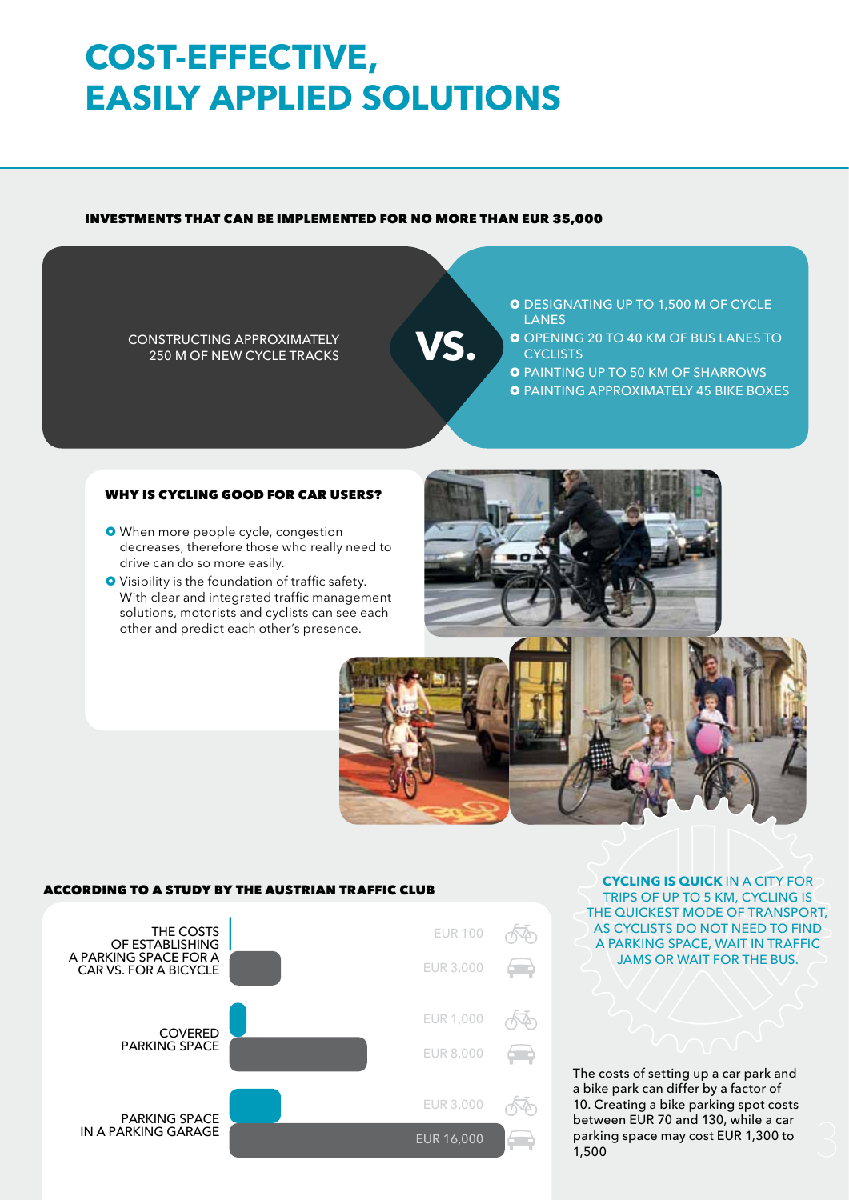# COST-EFFECTIVE, EASILY APPLIED SOLUTIONS

### INVESTMENTS THAT CAN BE IMPLEMENTED FOR NO MORE THAN EUR 35,000

CONSTRUCTING APPROXIMATELY 250 M OF NEW CYCLE TRACKS

**VS.**

- DESIGNATING UP TO 1,500 M OF CYCLE LANES
- OPENING 20 TO 40 KM OF BUS LANES TO CYCLISTS
- PAINTING UP TO 50 KM OF SHARROWS
- PAINTING APPROXIMATELY 45 BIKE BOXES

### WHY IS CYCLING GOOD FOR CAR USERS?

- When more people cycle, congestion decreases, therefore those who really need to drive can do so more easily.
- Visibility is the foundation of traffic safety. With clear and integrated traffic management solutions, motorists and cyclists can see each other and predict each other's presence.

### ACCORDING TO A STUDY BY THE AUSTRIAN TRAFFIC CLUB

| | Bicycle | Car |
|---|---|---|
| THE COSTS OF ESTABLISHING A PARKING SPACE FOR A CAR VS. FOR A BICYCLE | EUR 100 | EUR 3,000 |
| COVERED PARKING SPACE | EUR 1,000 | EUR 8,000 |
| PARKING SPACE IN A PARKING GARAGE | EUR 3,000 | EUR 16,000 |

**CYCLING IS QUICK** IN A CITY FOR TRIPS OF UP TO 5 KM, CYCLING IS THE QUICKEST MODE OF TRANSPORT, AS CYCLISTS DO NOT NEED TO FIND A PARKING SPACE, WAIT IN TRAFFIC JAMS OR WAIT FOR THE BUS.

The costs of setting up a car park and a bike park can differ by a factor of 10. Creating a bike parking spot costs between EUR 70 and 130, while a car parking space may cost EUR 1,300 to 1,500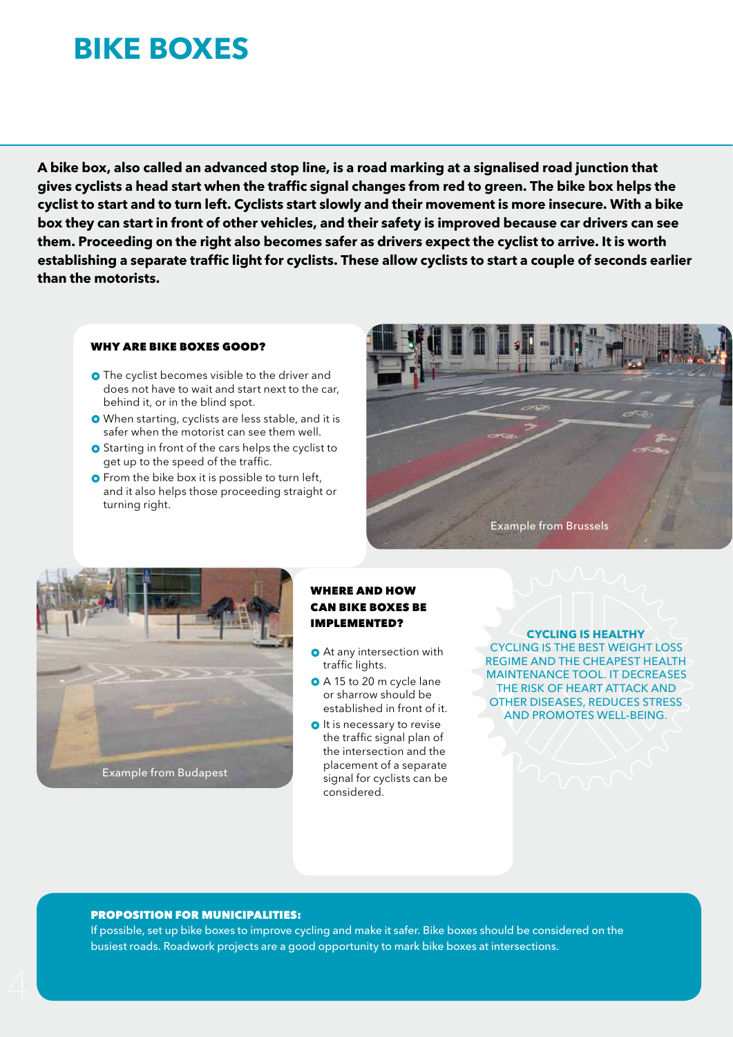# BIKE BOXES

**A bike box, also called an advanced stop line, is a road marking at a signalised road junction that gives cyclists a head start when the traffic signal changes from red to green. The bike box helps the cyclist to start and to turn left. Cyclists start slowly and their movement is more insecure. With a bike box they can start in front of other vehicles, and their safety is improved because car drivers can see them. Proceeding on the right also becomes safer as drivers expect the cyclist to arrive. It is worth establishing a separate traffic light for cyclists. These allow cyclists to start a couple of seconds earlier than the motorists.**

### WHY ARE BIKE BOXES GOOD?

- The cyclist becomes visible to the driver and does not have to wait and start next to the car, behind it, or in the blind spot.
- When starting, cyclists are less stable, and it is safer when the motorist can see them well.
- Starting in front of the cars helps the cyclist to get up to the speed of the traffic.
- From the bike box it is possible to turn left, and it also helps those proceeding straight or turning right.

Example from Brussels

Example from Budapest

### WHERE AND HOW CAN BIKE BOXES BE IMPLEMENTED?

- At any intersection with traffic lights.
- A 15 to 20 m cycle lane or sharrow should be established in front of it.
- It is necessary to revise the traffic signal plan of the intersection and the placement of a separate signal for cyclists can be considered.

**CYCLING IS HEALTHY**
CYCLING IS THE BEST WEIGHT LOSS REGIME AND THE CHEAPEST HEALTH MAINTENANCE TOOL. IT DECREASES THE RISK OF HEART ATTACK AND OTHER DISEASES, REDUCES STRESS AND PROMOTES WELL-BEING.

**PROPOSITION FOR MUNICIPALITIES:**
If possible, set up bike boxes to improve cycling and make it safer. Bike boxes should be considered on the busiest roads. Roadwork projects are a good opportunity to mark bike boxes at intersections.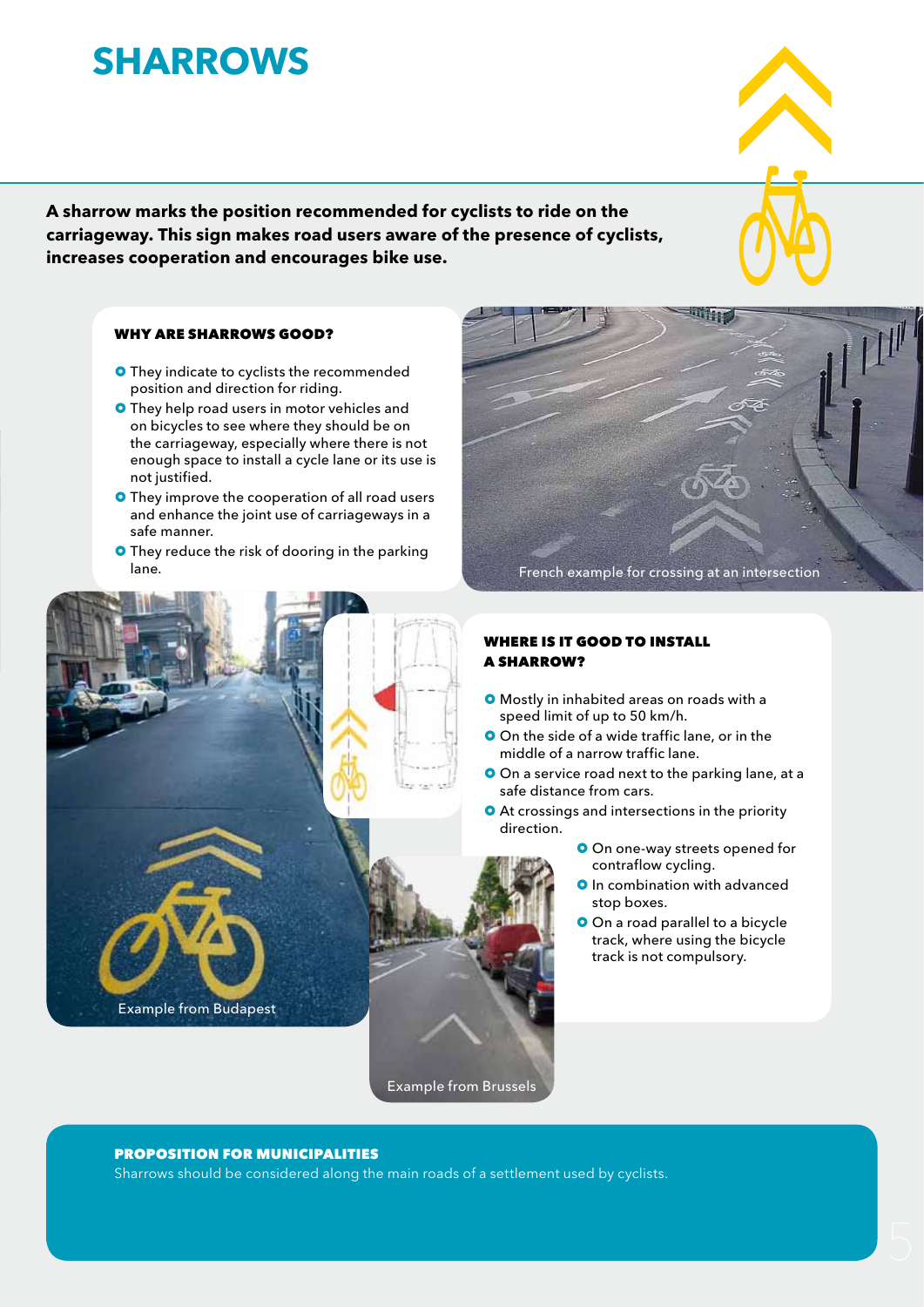# SHARROWS

**A sharrow marks the position recommended for cyclists to ride on the carriageway. This sign makes road users aware of the presence of cyclists, increases cooperation and encourages bike use.**

### WHY ARE SHARROWS GOOD?

- They indicate to cyclists the recommended position and direction for riding.
- They help road users in motor vehicles and on bicycles to see where they should be on the carriageway, especially where there is not enough space to install a cycle lane or its use is not justified.
- They improve the cooperation of all road users and enhance the joint use of carriageways in a safe manner.
- They reduce the risk of dooring in the parking lane.

French example for crossing at an intersection

Example from Budapest

### WHERE IS IT GOOD TO INSTALL A SHARROW?

- Mostly in inhabited areas on roads with a speed limit of up to 50 km/h.
- On the side of a wide traffic lane, or in the middle of a narrow traffic lane.
- On a service road next to the parking lane, at a safe distance from cars.
- At crossings and intersections in the priority direction.
- On one-way streets opened for contraflow cycling.
- In combination with advanced stop boxes.
- On a road parallel to a bicycle track, where using the bicycle track is not compulsory.

Example from Brussels

### PROPOSITION FOR MUNICIPALITIES

Sharrows should be considered along the main roads of a settlement used by cyclists.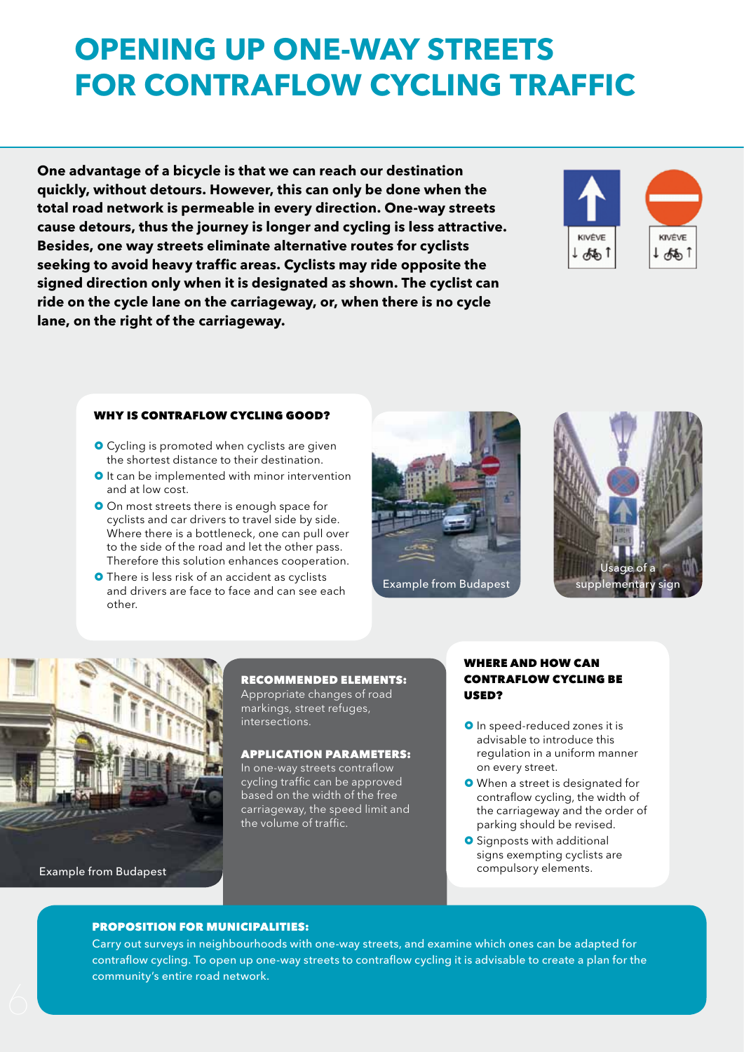# OPENING UP ONE-WAY STREETS FOR CONTRAFLOW CYCLING TRAFFIC

**One advantage of a bicycle is that we can reach our destination quickly, without detours. However, this can only be done when the total road network is permeable in every direction. One-way streets cause detours, thus the journey is longer and cycling is less attractive. Besides, one way streets eliminate alternative routes for cyclists seeking to avoid heavy traffic areas. Cyclists may ride opposite the signed direction only when it is designated as shown. The cyclist can ride on the cycle lane on the carriageway, or, when there is no cycle lane, on the right of the carriageway.**

KIVÉVE

KIVÉVE

### WHY IS CONTRAFLOW CYCLING GOOD?

- Cycling is promoted when cyclists are given the shortest distance to their destination.
- It can be implemented with minor intervention and at low cost.
- On most streets there is enough space for cyclists and car drivers to travel side by side. Where there is a bottleneck, one can pull over to the side of the road and let the other pass. Therefore this solution enhances cooperation.
- There is less risk of an accident as cyclists and drivers are face to face and can see each other.

Example from Budapest

Usage of a supplementary sign

Example from Budapest

### RECOMMENDED ELEMENTS:

Appropriate changes of road markings, street refuges, intersections.

### APPLICATION PARAMETERS:

In one-way streets contraflow cycling traffic can be approved based on the width of the free carriageway, the speed limit and the volume of traffic.

### WHERE AND HOW CAN CONTRAFLOW CYCLING BE USED?

- In speed-reduced zones it is advisable to introduce this regulation in a uniform manner on every street.
- When a street is designated for contraflow cycling, the width of the carriageway and the order of parking should be revised.
- Signposts with additional signs exempting cyclists are compulsory elements.

### PROPOSITION FOR MUNICIPALITIES:

Carry out surveys in neighbourhoods with one-way streets, and examine which ones can be adapted for contraflow cycling. To open up one-way streets to contraflow cycling it is advisable to create a plan for the community's entire road network.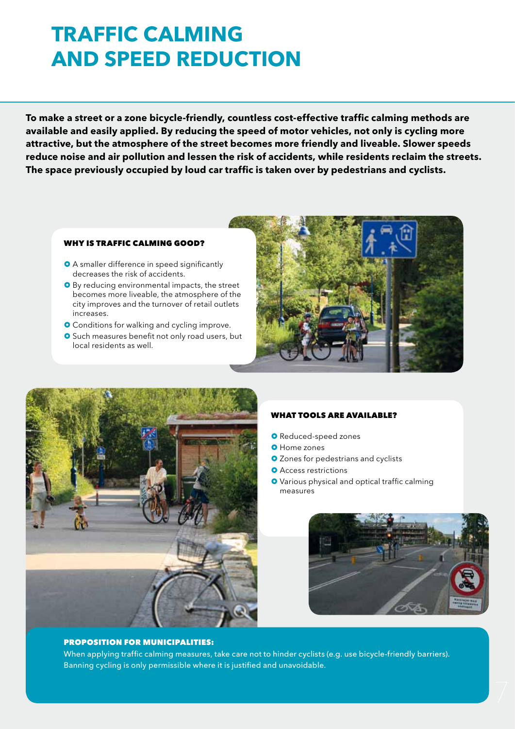# TRAFFIC CALMING AND SPEED REDUCTION

**To make a street or a zone bicycle-friendly, countless cost-effective traffic calming methods are available and easily applied. By reducing the speed of motor vehicles, not only is cycling more attractive, but the atmosphere of the street becomes more friendly and liveable. Slower speeds reduce noise and air pollution and lessen the risk of accidents, while residents reclaim the streets. The space previously occupied by loud car traffic is taken over by pedestrians and cyclists.**

### WHY IS TRAFFIC CALMING GOOD?

- A smaller difference in speed significantly decreases the risk of accidents.
- By reducing environmental impacts, the street becomes more liveable, the atmosphere of the city improves and the turnover of retail outlets increases.
- Conditions for walking and cycling improve.
- Such measures benefit not only road users, but local residents as well.

### WHAT TOOLS ARE AVAILABLE?

- Reduced-speed zones
- Home zones
- Zones for pedestrians and cyclists
- Access restrictions
- Various physical and optical traffic calming measures

### PROPOSITION FOR MUNICIPALITIES:

When applying traffic calming measures, take care not to hinder cyclists (e.g. use bicycle-friendly barriers). Banning cycling is only permissible where it is justified and unavoidable.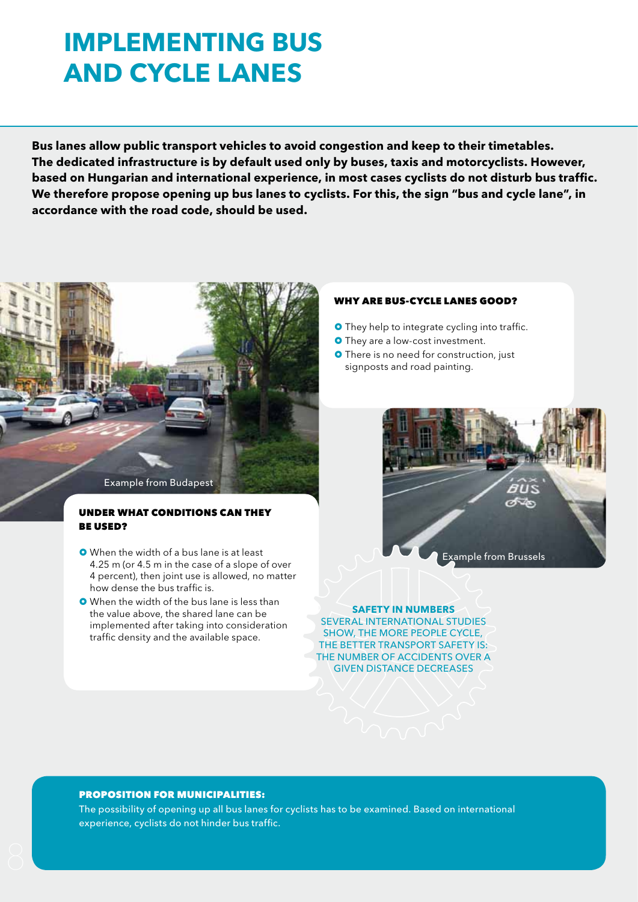# IMPLEMENTING BUS AND CYCLE LANES

**Bus lanes allow public transport vehicles to avoid congestion and keep to their timetables. The dedicated infrastructure is by default used only by buses, taxis and motorcyclists. However, based on Hungarian and international experience, in most cases cyclists do not disturb bus traffic. We therefore propose opening up bus lanes to cyclists. For this, the sign "bus and cycle lane", in accordance with the road code, should be used.**

Example from Budapest

#### UNDER WHAT CONDITIONS CAN THEY BE USED?

- When the width of a bus lane is at least 4.25 m (or 4.5 m in the case of a slope of over 4 percent), then joint use is allowed, no matter how dense the bus traffic is.
- When the width of the bus lane is less than the value above, the shared lane can be implemented after taking into consideration traffic density and the available space.

#### WHY ARE BUS-CYCLE LANES GOOD?

- They help to integrate cycling into traffic.
- They are a low-cost investment.
- There is no need for construction, just signposts and road painting.

Example from Brussels

**SAFETY IN NUMBERS**
SEVERAL INTERNATIONAL STUDIES SHOW, THE MORE PEOPLE CYCLE, THE BETTER TRANSPORT SAFETY IS: THE NUMBER OF ACCIDENTS OVER A GIVEN DISTANCE DECREASES

#### PROPOSITION FOR MUNICIPALITIES:

The possibility of opening up all bus lanes for cyclists has to be examined. Based on international experience, cyclists do not hinder bus traffic.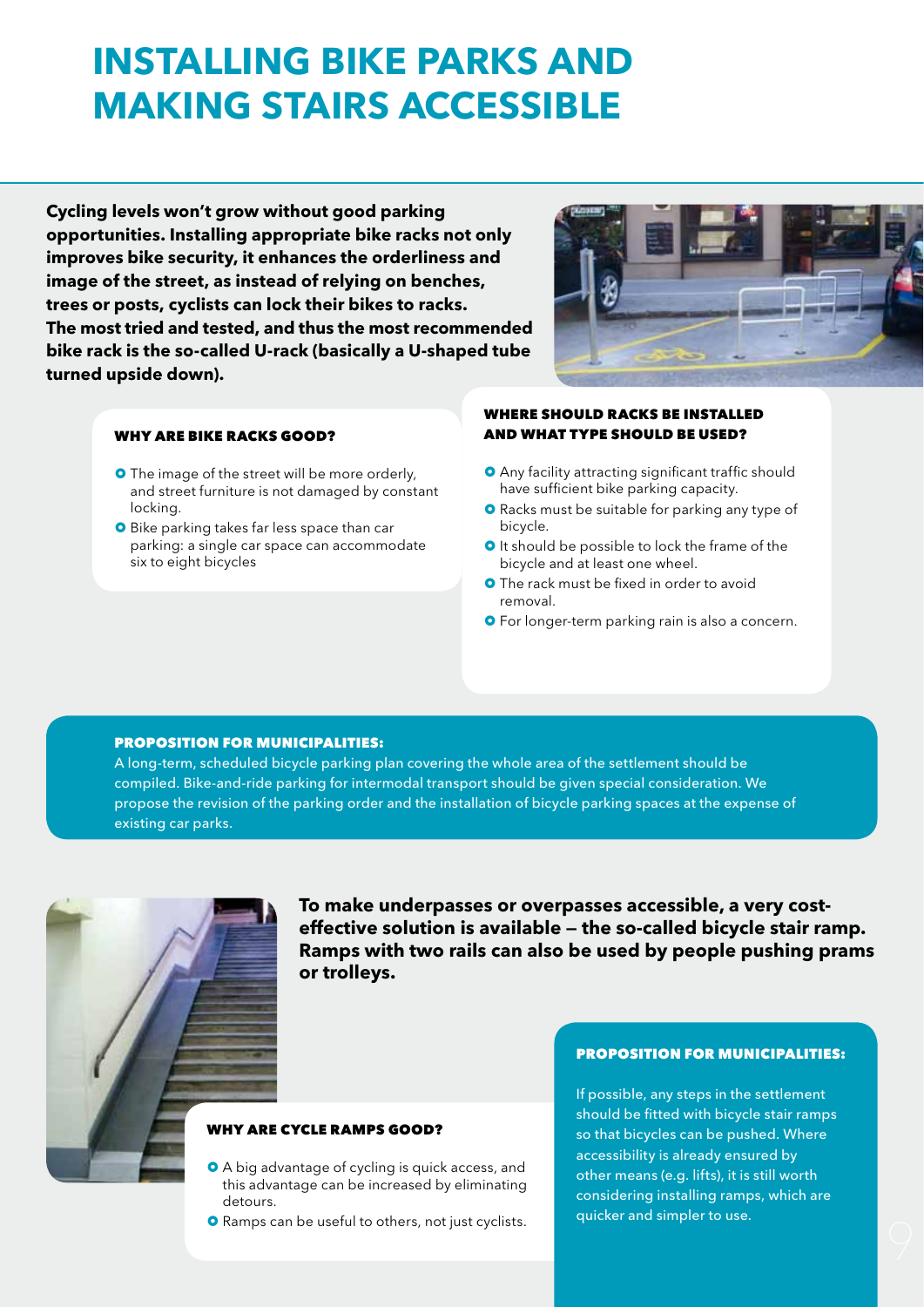# INSTALLING BIKE PARKS AND MAKING STAIRS ACCESSIBLE

**Cycling levels won't grow without good parking opportunities. Installing appropriate bike racks not only improves bike security, it enhances the orderliness and image of the street, as instead of relying on benches, trees or posts, cyclists can lock their bikes to racks. The most tried and tested, and thus the most recommended bike rack is the so-called U-rack (basically a U-shaped tube turned upside down).**

### WHY ARE BIKE RACKS GOOD?

- The image of the street will be more orderly, and street furniture is not damaged by constant locking.
- Bike parking takes far less space than car parking: a single car space can accommodate six to eight bicycles

### WHERE SHOULD RACKS BE INSTALLED AND WHAT TYPE SHOULD BE USED?

- Any facility attracting significant traffic should have sufficient bike parking capacity.
- Racks must be suitable for parking any type of bicycle.
- It should be possible to lock the frame of the bicycle and at least one wheel.
- The rack must be fixed in order to avoid removal.
- For longer-term parking rain is also a concern.

### PROPOSITION FOR MUNICIPALITIES:

A long-term, scheduled bicycle parking plan covering the whole area of the settlement should be compiled. Bike-and-ride parking for intermodal transport should be given special consideration. We propose the revision of the parking order and the installation of bicycle parking spaces at the expense of existing car parks.

**To make underpasses or overpasses accessible, a very cost-effective solution is available – the so-called bicycle stair ramp. Ramps with two rails can also be used by people pushing prams or trolleys.**

### WHY ARE CYCLE RAMPS GOOD?

- A big advantage of cycling is quick access, and this advantage can be increased by eliminating detours.
- Ramps can be useful to others, not just cyclists.

### PROPOSITION FOR MUNICIPALITIES:

If possible, any steps in the settlement should be fitted with bicycle stair ramps so that bicycles can be pushed. Where accessibility is already ensured by other means (e.g. lifts), it is still worth considering installing ramps, which are quicker and simpler to use.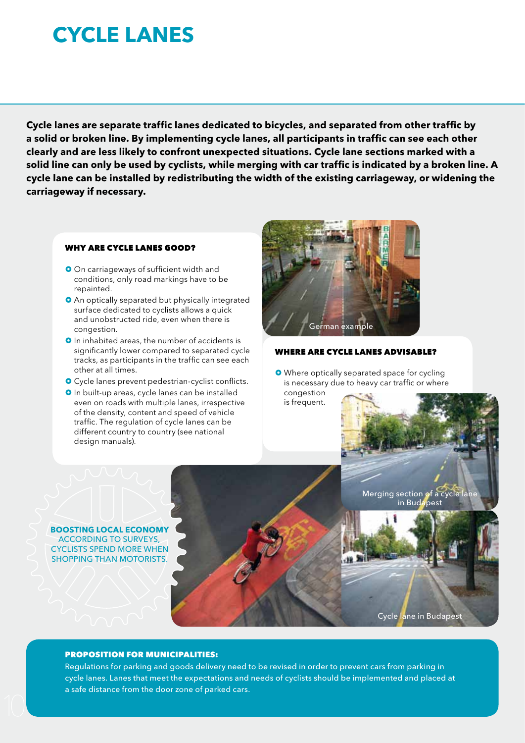# CYCLE LANES

**Cycle lanes are separate traffic lanes dedicated to bicycles, and separated from other traffic by a solid or broken line. By implementing cycle lanes, all participants in traffic can see each other clearly and are less likely to confront unexpected situations. Cycle lane sections marked with a solid line can only be used by cyclists, while merging with car traffic is indicated by a broken line. A cycle lane can be installed by redistributing the width of the existing carriageway, or widening the carriageway if necessary.**

### WHY ARE CYCLE LANES GOOD?

- On carriageways of sufficient width and conditions, only road markings have to be repainted.
- An optically separated but physically integrated surface dedicated to cyclists allows a quick and unobstructed ride, even when there is congestion.
- In inhabited areas, the number of accidents is significantly lower compared to separated cycle tracks, as participants in the traffic can see each other at all times.
- Cycle lanes prevent pedestrian-cyclist conflicts.
- In built-up areas, cycle lanes can be installed even on roads with multiple lanes, irrespective of the density, content and speed of vehicle traffic. The regulation of cycle lanes can be different country to country (see national design manuals).

German example

### WHERE ARE CYCLE LANES ADVISABLE?

- Where optically separated space for cycling is necessary due to heavy car traffic or where congestion is frequent.

Merging section of a cycle lane in Budapest

**BOOSTING LOCAL ECONOMY**
ACCORDING TO SURVEYS, CYCLISTS SPEND MORE WHEN SHOPPING THAN MOTORISTS.

Cycle lane in Budapest

### PROPOSITION FOR MUNICIPALITIES:

Regulations for parking and goods delivery need to be revised in order to prevent cars from parking in cycle lanes. Lanes that meet the expectations and needs of cyclists should be implemented and placed at a safe distance from the door zone of parked cars.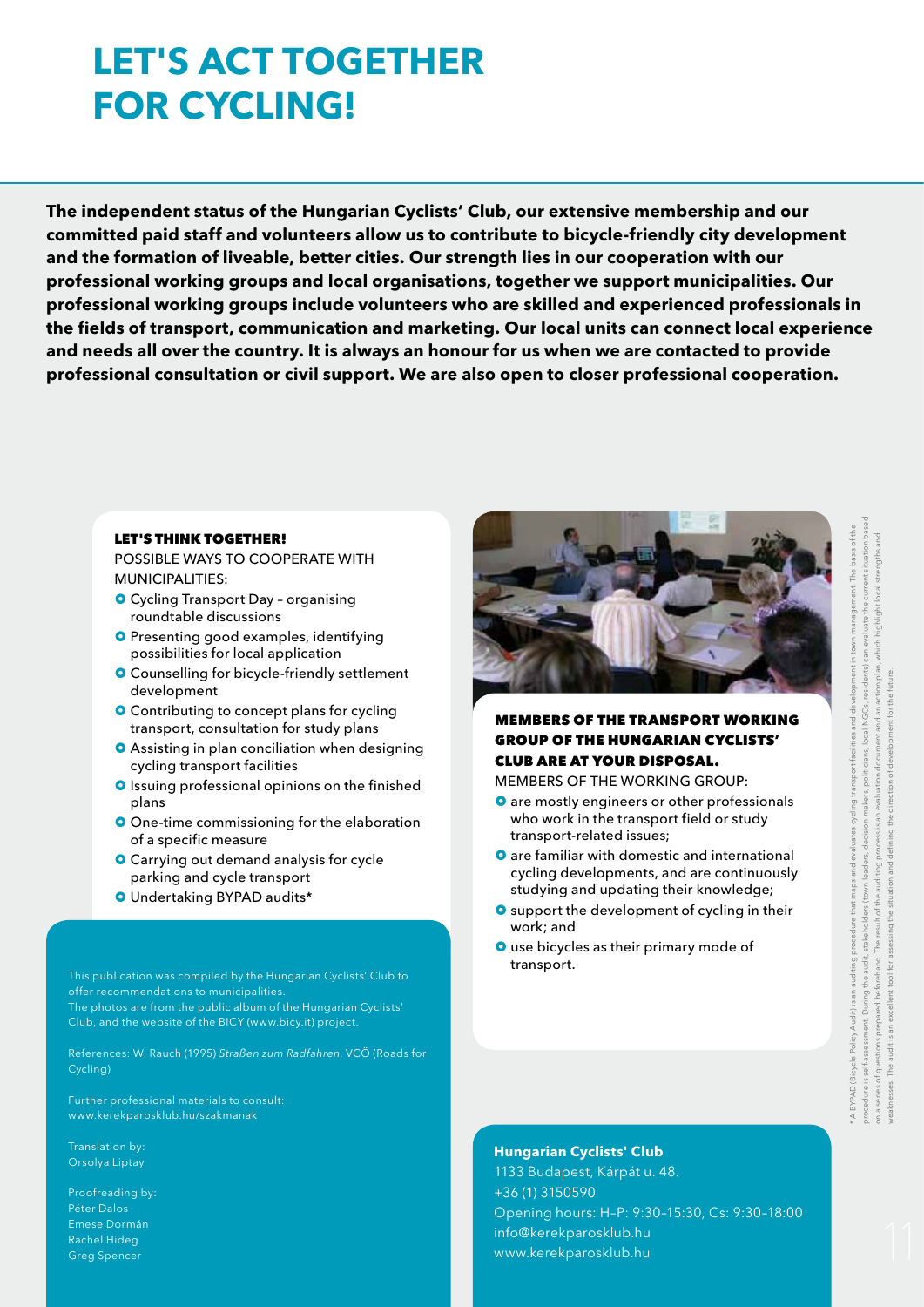# LET'S ACT TOGETHER FOR CYCLING!

**The independent status of the Hungarian Cyclists' Club, our extensive membership and our committed paid staff and volunteers allow us to contribute to bicycle-friendly city development and the formation of liveable, better cities. Our strength lies in our cooperation with our professional working groups and local organisations, together we support municipalities. Our professional working groups include volunteers who are skilled and experienced professionals in the fields of transport, communication and marketing. Our local units can connect local experience and needs all over the country. It is always an honour for us when we are contacted to provide professional consultation or civil support. We are also open to closer professional cooperation.**

### LET'S THINK TOGETHER!

POSSIBLE WAYS TO COOPERATE WITH MUNICIPALITIES:

- Cycling Transport Day – organising roundtable discussions
- Presenting good examples, identifying possibilities for local application
- Counselling for bicycle-friendly settlement development
- Contributing to concept plans for cycling transport, consultation for study plans
- Assisting in plan conciliation when designing cycling transport facilities
- Issuing professional opinions on the finished plans
- One-time commissioning for the elaboration of a specific measure
- Carrying out demand analysis for cycle parking and cycle transport
- Undertaking BYPAD audits*

### MEMBERS OF THE TRANSPORT WORKING GROUP OF THE HUNGARIAN CYCLISTS' CLUB ARE AT YOUR DISPOSAL.

MEMBERS OF THE WORKING GROUP:

- are mostly engineers or other professionals who work in the transport field or study transport-related issues;
- are familiar with domestic and international cycling developments, and are continuously studying and updating their knowledge;
- support the development of cycling in their work; and
- use bicycles as their primary mode of transport.

This publication was compiled by the Hungarian Cyclists' Club to offer recommendations to municipalities.
The photos are from the public album of the Hungarian Cyclists' Club, and the website of the BICY (www.bicy.it) project.

References: W. Rauch (1995) *Straßen zum Radfahren*, VCÖ (Roads for Cycling)

Further professional materials to consult:
www.kerekparosklub.hu/szakmanak

Translation by:
Orsolya Liptay

Proofreading by:
Péter Dalos
Emese Dormán
Rachel Hideg
Greg Spencer

**Hungarian Cyclists' Club**
1133 Budapest, Kárpát u. 48.
+36 (1) 3150590
Opening hours: H–P: 9:30–15:30, Cs: 9:30–18:00
info@kerekparosklub.hu
www.kerekparosklub.hu

\* A BYPAD (Bicycle Policy Audit) is an auditing procedure that maps and evaluates cycling transport facilities and development in town management. The basis of the procedure is self-assessment. During the audit, stakeholders (town leaders, decision makers, politicians, local NGOs, residents) can evaluate the current situation based on a series of questions prepared beforehand. The result of the auditing process is an evaluation document and an action plan, which highlight local strengths and weaknesses. The audit is an excellent tool for assessing the situation and defining the direction of development for the future.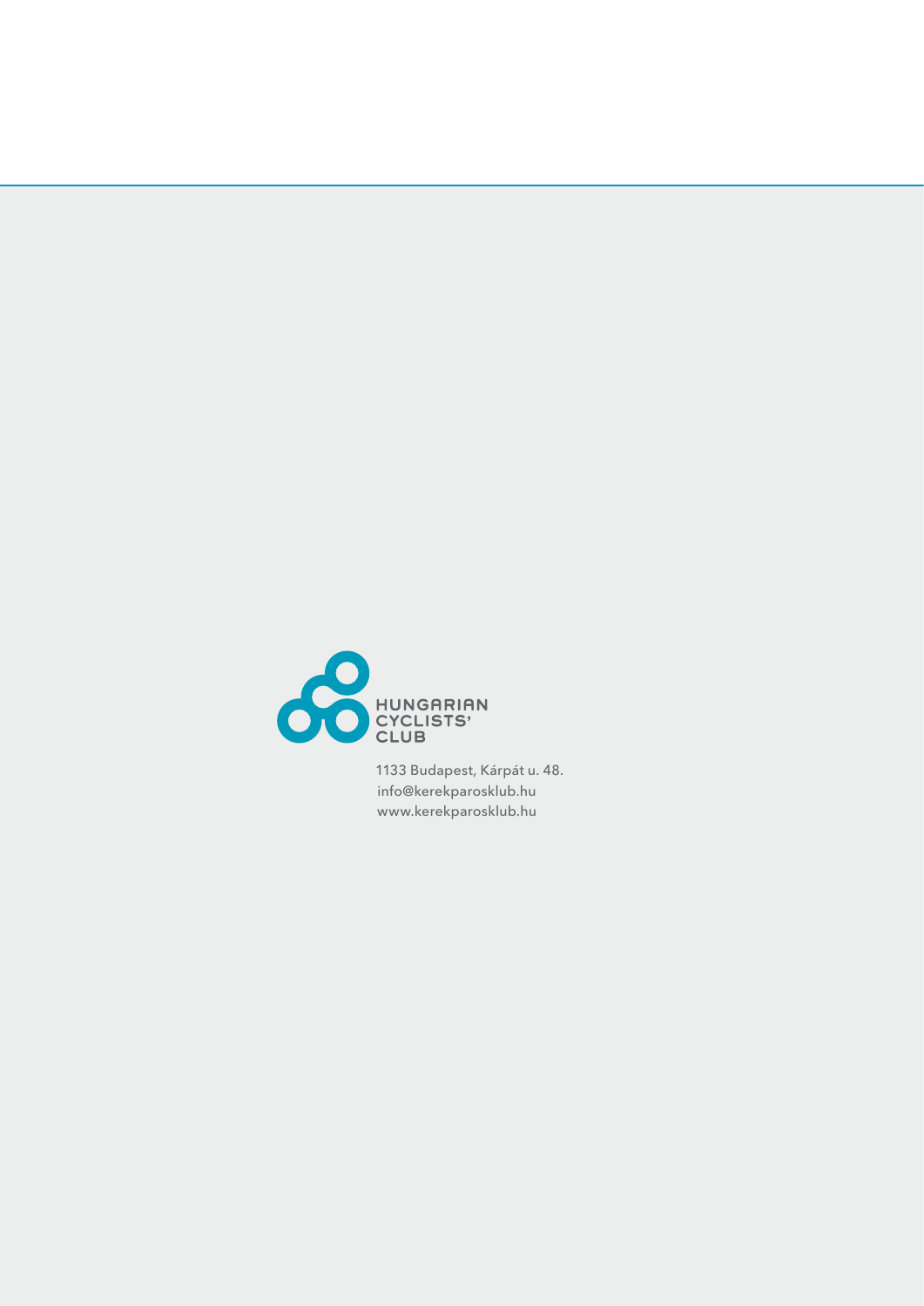HUNGARIAN
CYCLISTS'
CLUB

1133 Budapest, Kárpát u. 48.
info@kerekparosklub.hu
www.kerekparosklub.hu